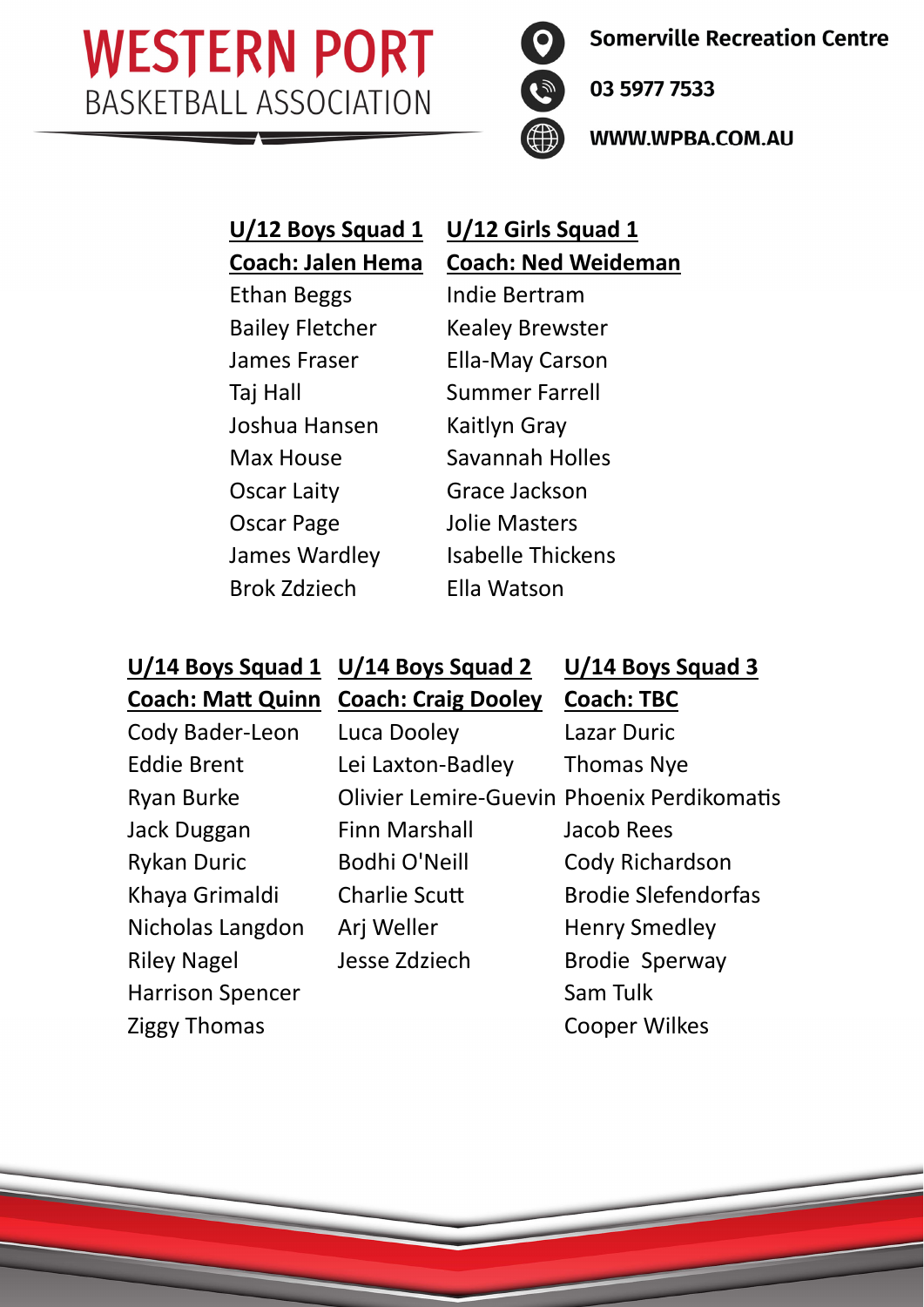# WESTERN PORT BASKETBALL ASSOCIATION

Somerville Recreation Centre

03 5977 7533

WWW.WPBA.COM.AU

| U/12 Boys Squad 1 | U/12 Girls Squad 1 |
|---|---|
| **Coach: Jalen Hema** | **Coach: Ned Weideman** |
| Ethan Beggs | Indie Bertram |
| Bailey Fletcher | Kealey Brewster |
| James Fraser | Ella-May Carson |
| Taj Hall | Summer Farrell |
| Joshua Hansen | Kaitlyn Gray |
| Max House | Savannah Holles |
| Oscar Laity | Grace Jackson |
| Oscar Page | Jolie Masters |
| James Wardley | Isabelle Thickens |
| Brok Zdziech | Ella Watson |

| U/14 Boys Squad 1 | U/14 Boys Squad 2 | U/14 Boys Squad 3 |
|---|---|---|
| **Coach: Matt Quinn** | **Coach: Craig Dooley** | **Coach: TBC** |
| Cody Bader-Leon | Luca Dooley | Lazar Duric |
| Eddie Brent | Lei Laxton-Badley | Thomas Nye |
| Ryan Burke | Olivier Lemire-Guevin | Phoenix Perdikomatis |
| Jack Duggan | Finn Marshall | Jacob Rees |
| Rykan Duric | Bodhi O'Neill | Cody Richardson |
| Khaya Grimaldi | Charlie Scutt | Brodie Slefendorfas |
| Nicholas Langdon | Arj Weller | Henry Smedley |
| Riley Nagel | Jesse Zdziech | Brodie Sperway |
| Harrison Spencer | | Sam Tulk |
| Ziggy Thomas | | Cooper Wilkes |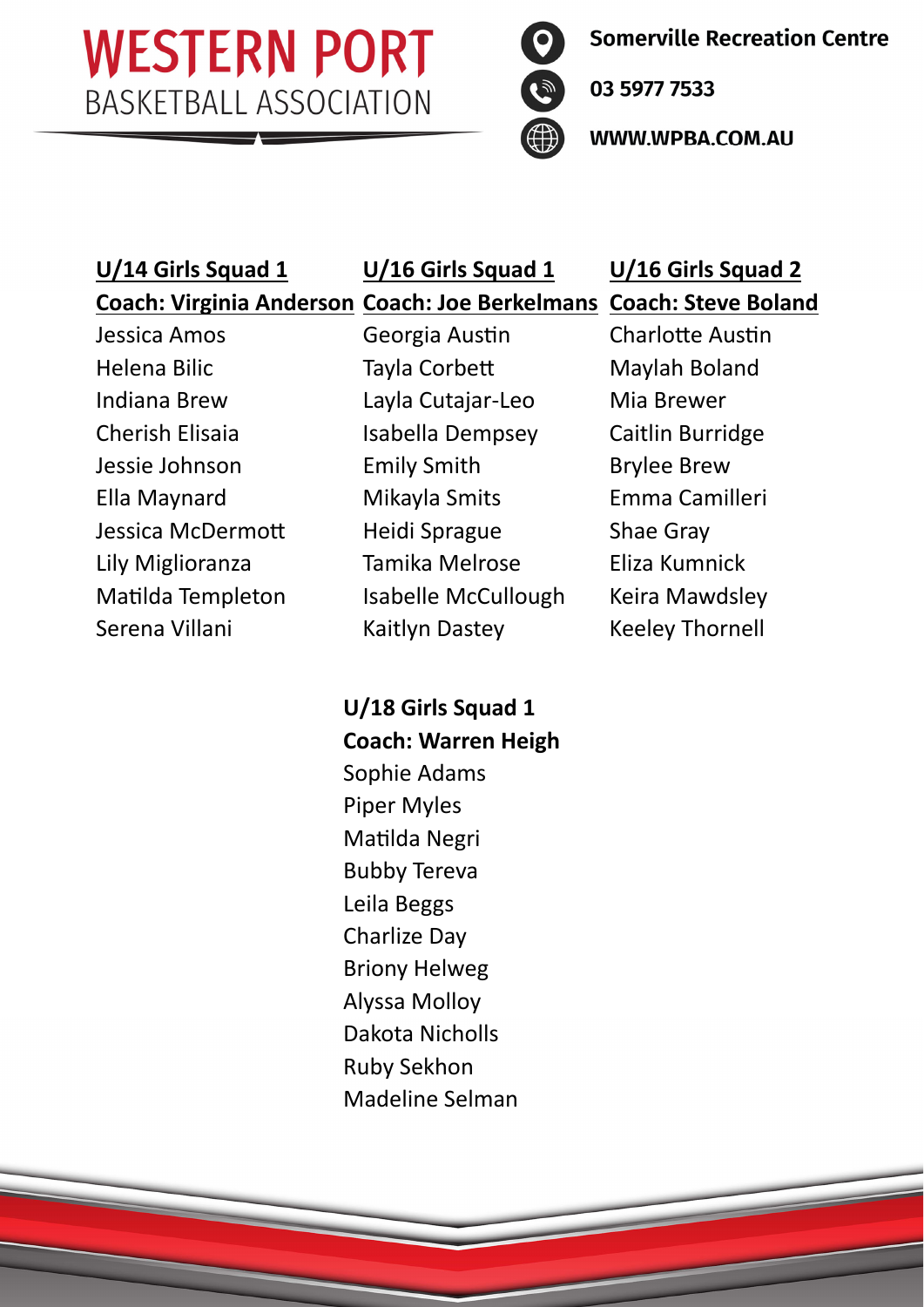# WESTERN PORT BASKETBALL ASSOCIATION

Somerville Recreation Centre

03 5977 7533

WWW.WPBA.COM.AU

**U/14 Girls Squad 1**

**Coach: Virginia Anderson**

Jessica Amos
Helena Bilic
Indiana Brew
Cherish Elisaia
Jessie Johnson
Ella Maynard
Jessica McDermott
Lily Miglioranza
Matilda Templeton
Serena Villani

**U/16 Girls Squad 1**

**Coach: Joe Berkelmans**

Georgia Austin
Tayla Corbett
Layla Cutajar-Leo
Isabella Dempsey
Emily Smith
Mikayla Smits
Heidi Sprague
Tamika Melrose
Isabelle McCullough
Kaitlyn Dastey

**U/16 Girls Squad 2**

**Coach: Steve Boland**

Charlotte Austin
Maylah Boland
Mia Brewer
Caitlin Burridge
Brylee Brew
Emma Camilleri
Shae Gray
Eliza Kumnick
Keira Mawdsley
Keeley Thornell

**U/18 Girls Squad 1**

**Coach: Warren Heigh**

Sophie Adams
Piper Myles
Matilda Negri
Bubby Tereva
Leila Beggs
Charlize Day
Briony Helweg
Alyssa Molloy
Dakota Nicholls
Ruby Sekhon
Madeline Selman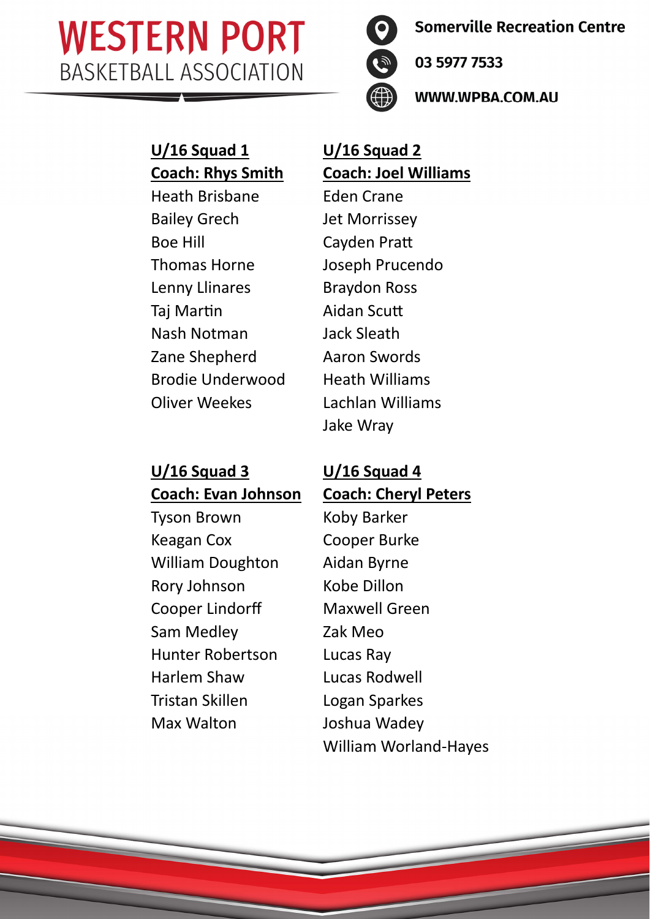# WESTERN PORT
BASKETBALL ASSOCIATION

Somerville Recreation Centre
03 5977 7533
WWW.WPBA.COM.AU

**U/16 Squad 1**
**Coach: Rhys Smith**
Heath Brisbane
Bailey Grech
Boe Hill
Thomas Horne
Lenny Llinares
Taj Martin
Nash Notman
Zane Shepherd
Brodie Underwood
Oliver Weekes

**U/16 Squad 2**
**Coach: Joel Williams**
Eden Crane
Jet Morrissey
Cayden Pratt
Joseph Prucendo
Braydon Ross
Aidan Scutt
Jack Sleath
Aaron Swords
Heath Williams
Lachlan Williams
Jake Wray

**U/16 Squad 3**
**Coach: Evan Johnson**
Tyson Brown
Keagan Cox
William Doughton
Rory Johnson
Cooper Lindorff
Sam Medley
Hunter Robertson
Harlem Shaw
Tristan Skillen
Max Walton

**U/16 Squad 4**
**Coach: Cheryl Peters**
Koby Barker
Cooper Burke
Aidan Byrne
Kobe Dillon
Maxwell Green
Zak Meo
Lucas Ray
Lucas Rodwell
Logan Sparkes
Joshua Wadey
William Worland-Hayes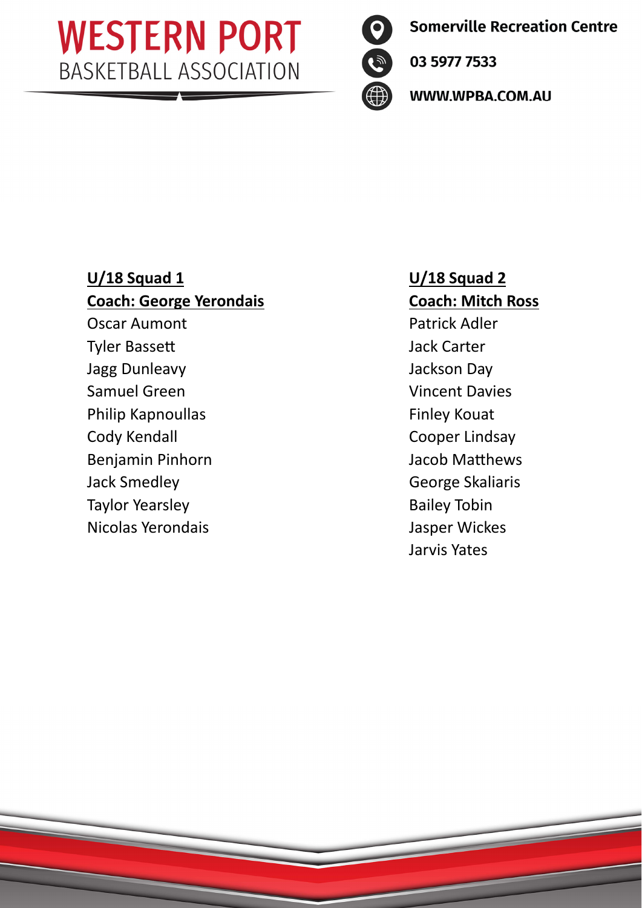# WESTERN PORT
BASKETBALL ASSOCIATION

Somerville Recreation Centre

03 5977 7533

WWW.WPBA.COM.AU

**U/18 Squad 1**
**Coach: George Yerondais**

Oscar Aumont
Tyler Bassett
Jagg Dunleavy
Samuel Green
Philip Kapnoullas
Cody Kendall
Benjamin Pinhorn
Jack Smedley
Taylor Yearsley
Nicolas Yerondais

**U/18 Squad 2**
**Coach: Mitch Ross**

Patrick Adler
Jack Carter
Jackson Day
Vincent Davies
Finley Kouat
Cooper Lindsay
Jacob Matthews
George Skaliaris
Bailey Tobin
Jasper Wickes
Jarvis Yates